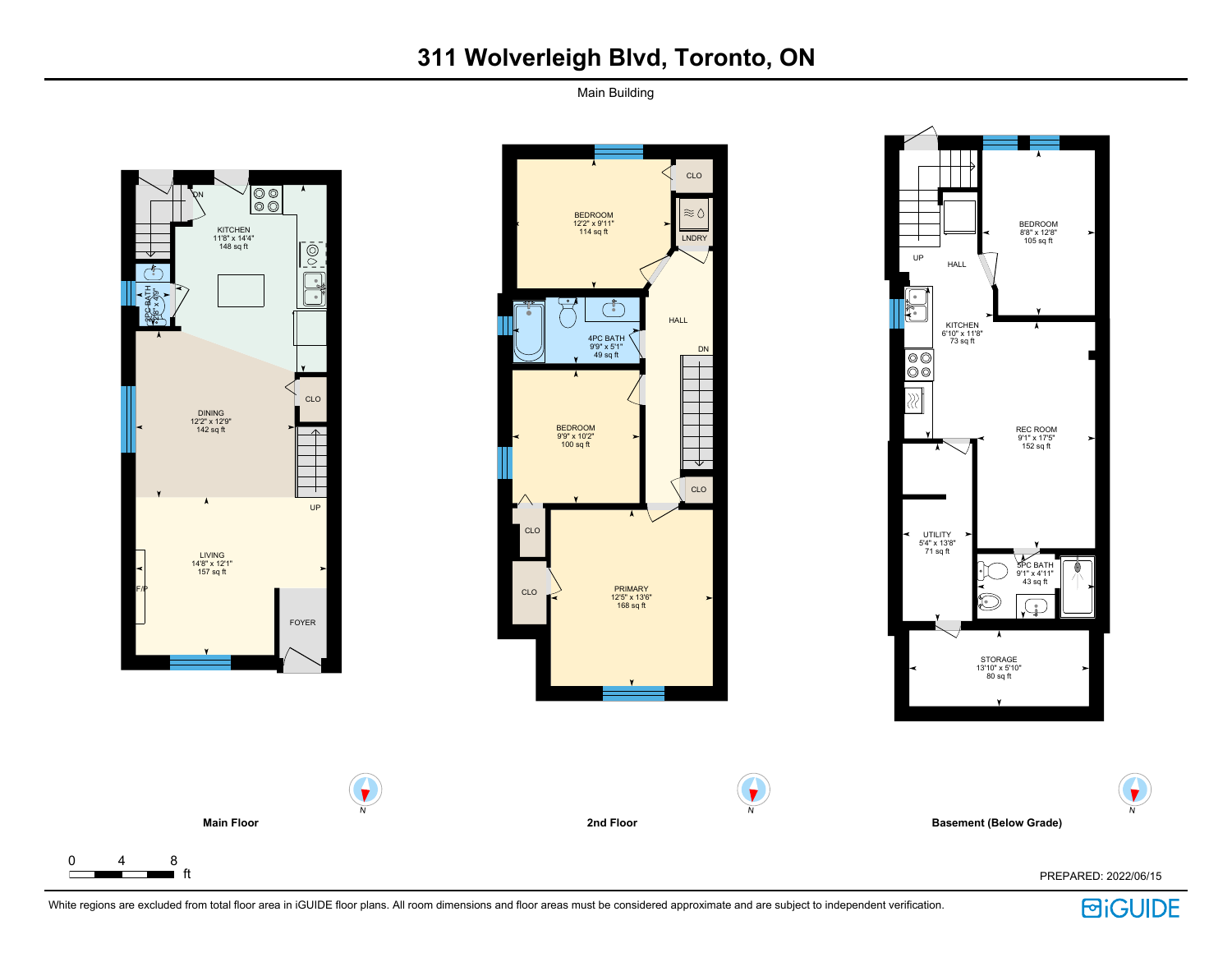# 311 Wolverleigh Blvd, Toronto, ON

Main Building

## Main Floor

- KITCHEN 11'8" x 14'4" 148 sq ft
- 2PC BATH 4'8" x 4'9"
- DINING 12'2" x 12'9" 142 sq ft
- CLO
- LIVING 14'8" x 12'1" 157 sq ft
- F/P
- FOYER
- DN
- UP

## 2nd Floor

- BEDROOM 12'2" x 9'11" 114 sq ft
- CLO
- LNDRY
- 4PC BATH 9'9" x 5'1" 49 sq ft
- HALL
- DN
- BEDROOM 9'9" x 10'2" 100 sq ft
- CLO
- CLO
- CLO
- PRIMARY 12'5" x 13'6" 168 sq ft

## Basement (Below Grade)

- UP
- HALL
- BEDROOM 8'8" x 12'8" 105 sq ft
- KITCHEN 6'10" x 11'8" 73 sq ft
- REC ROOM 9'1" x 17'5" 152 sq ft
- UTILITY 5'4" x 13'8" 71 sq ft
- 3PC BATH 9'1" x 4'11" 43 sq ft
- STORAGE 13'10" x 5'10" 80 sq ft

0 4 8 ft

PREPARED: 2022/06/15

White regions are excluded from total floor area in iGUIDE floor plans. All room dimensions and floor areas must be considered approximate and are subject to independent verification.

iGUIDE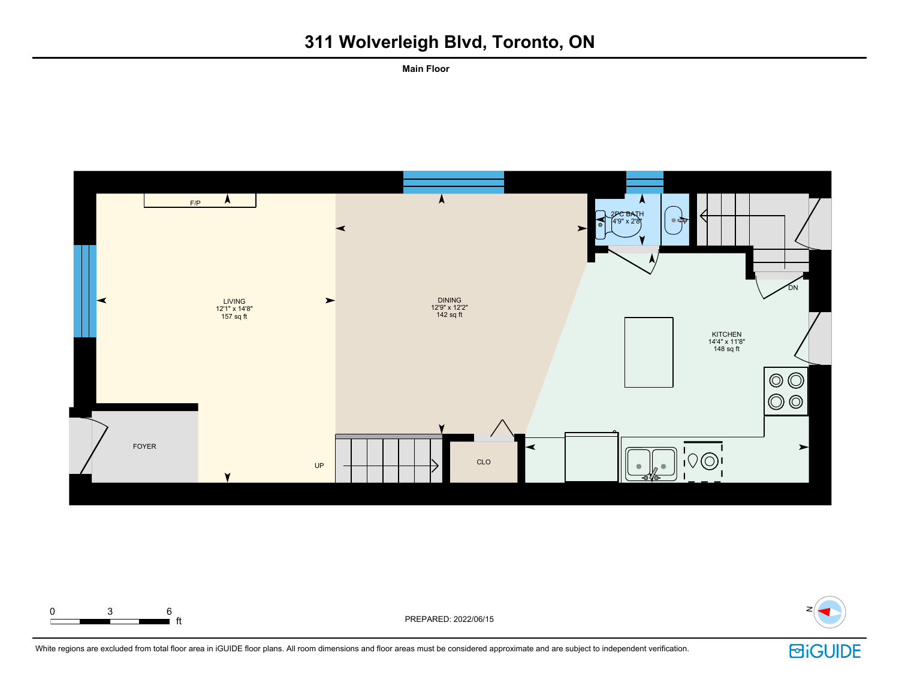# 311 Wolverleigh Blvd, Toronto, ON

**Main Floor**

F/P

LIVING
12'1" x 14'8"
157 sq ft

DINING
12'9" x 12'2"
142 sq ft

2PC BATH
4'9" x 2'8"

KITCHEN
14'4" x 11'8"
148 sq ft

DN

FOYER

UP

CLO

0 3 6 ft

PREPARED: 2022/06/15

N

White regions are excluded from total floor area in iGUIDE floor plans. All room dimensions and floor areas must be considered approximate and are subject to independent verification.

iGUIDE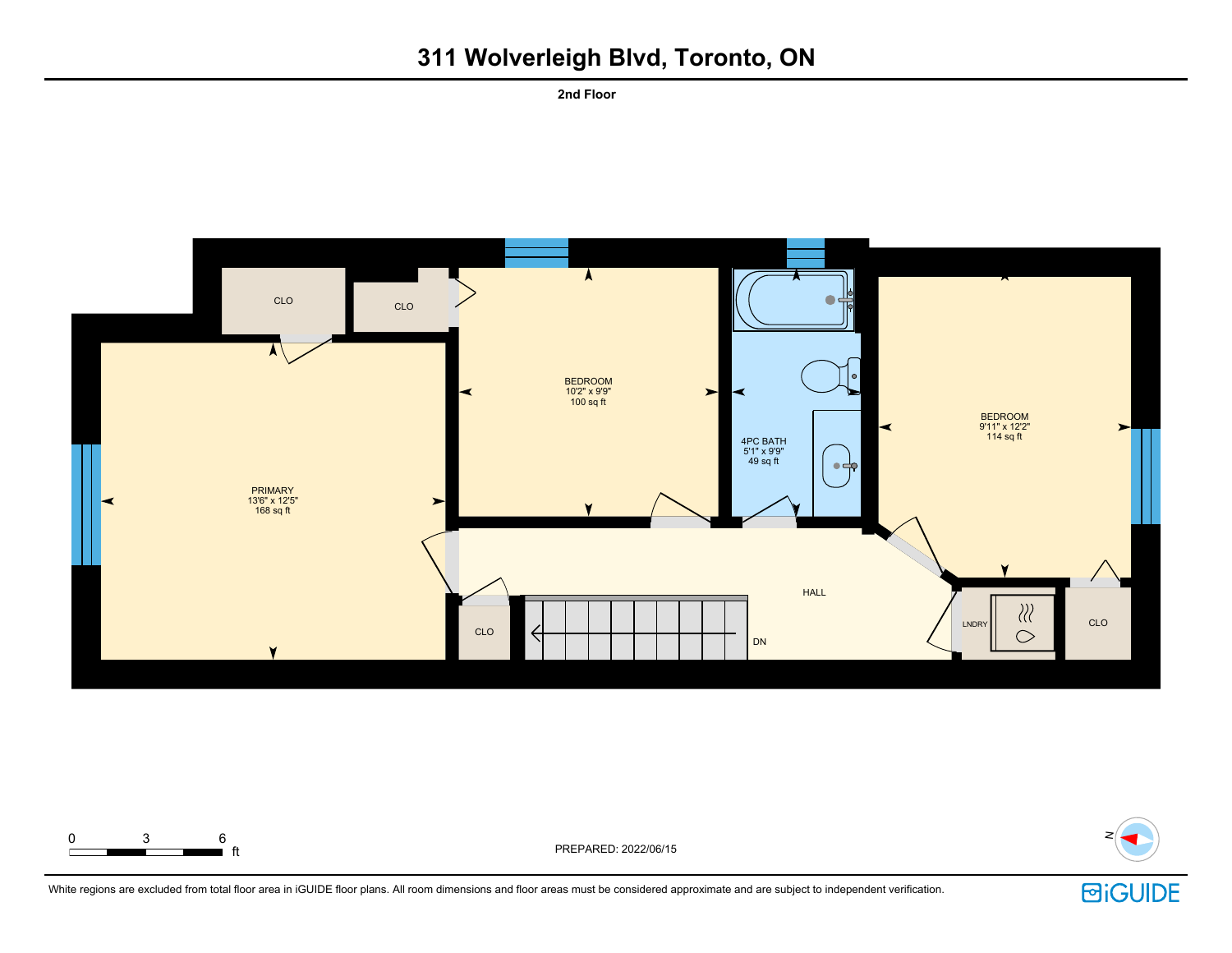# 311 Wolverleigh Blvd, Toronto, ON

**2nd Floor**

CLO

CLO

BEDROOM
10'2" x 9'9"
100 sq ft

4PC BATH
5'1" x 9'9"
49 sq ft

BEDROOM
9'11" x 12'2"
114 sq ft

PRIMARY
13'6" x 12'5"
168 sq ft

HALL

CLO

DN

LNDRY

CLO

0 3 6 ft

PREPARED: 2022/06/15

N

White regions are excluded from total floor area in iGUIDE floor plans. All room dimensions and floor areas must be considered approximate and are subject to independent verification.

iGUIDE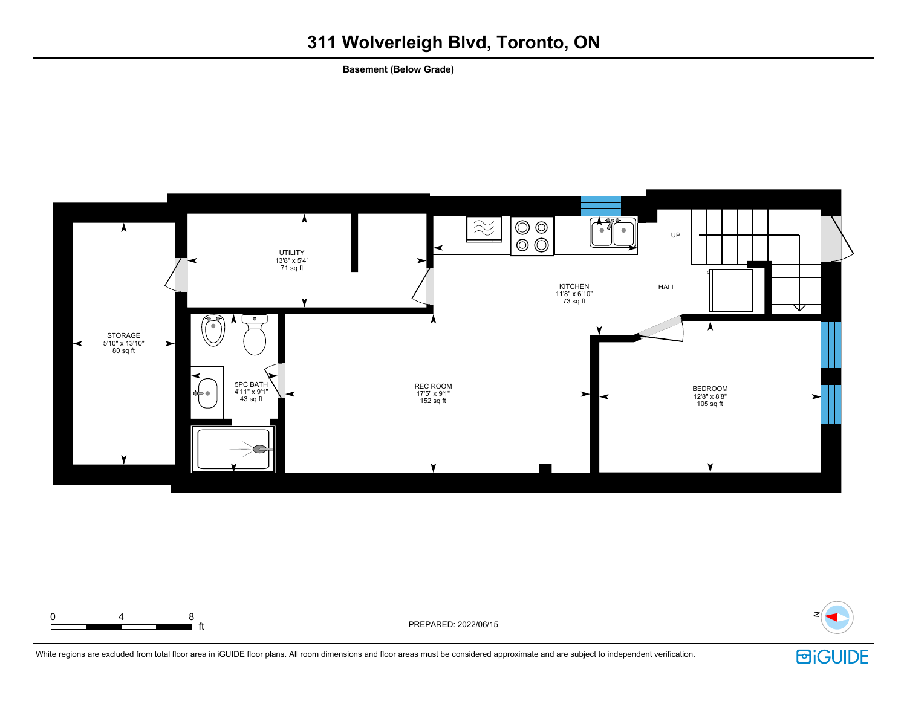# 311 Wolverleigh Blvd, Toronto, ON

**Basement (Below Grade)**

UTILITY
13'8" x 5'4"
71 sq ft

KITCHEN
11'8" x 6'10"
73 sq ft

UP

HALL

STORAGE
5'10" x 13'10"
80 sq ft

5PC BATH
4'11" x 9'1"
43 sq ft

REC ROOM
17'5" x 9'1"
152 sq ft

BEDROOM
12'8" x 8'8"
105 sq ft

0 4 8 ft

PREPARED: 2022/06/15

N

White regions are excluded from total floor area in iGUIDE floor plans. All room dimensions and floor areas must be considered approximate and are subject to independent verification.

iGUIDE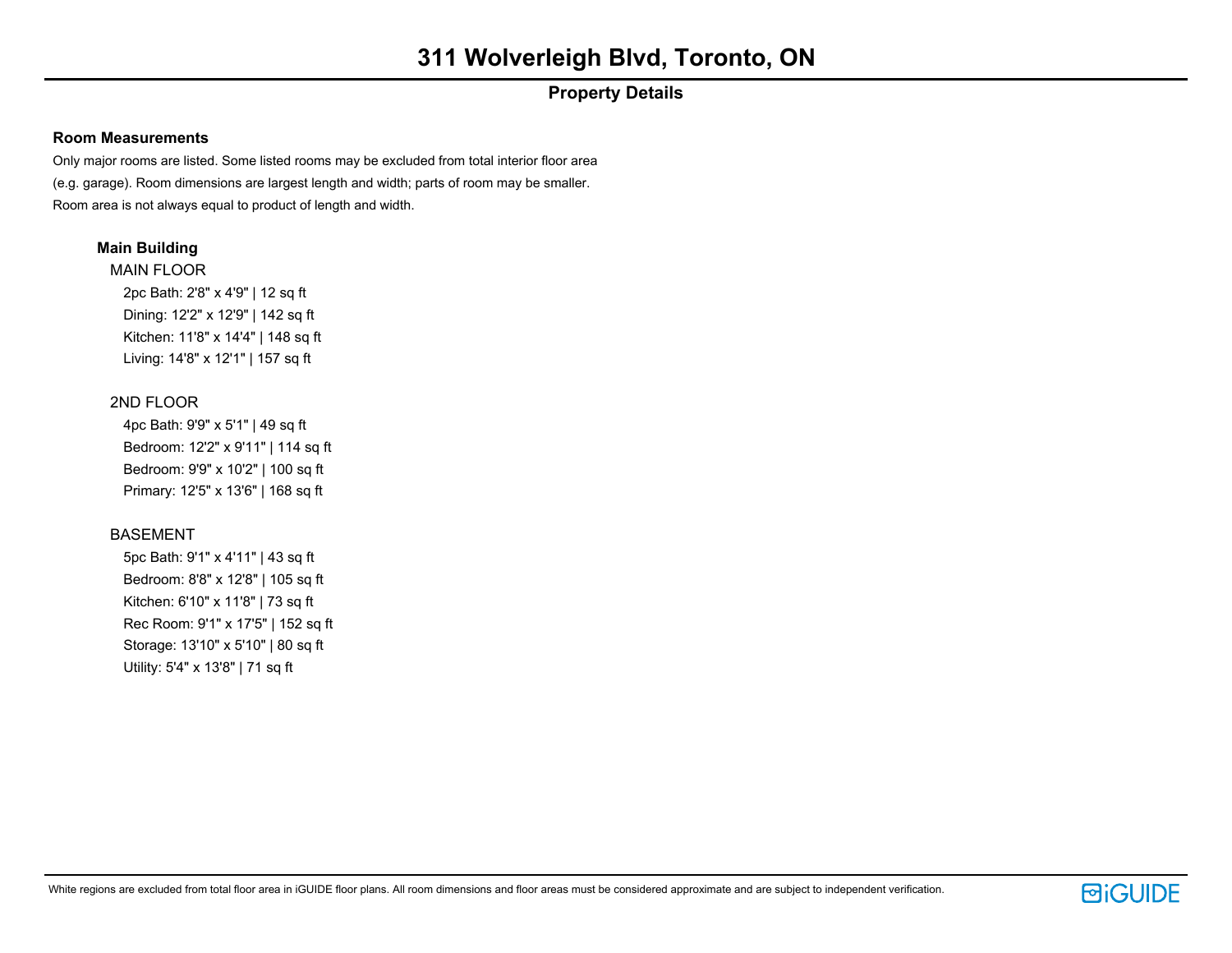# 311 Wolverleigh Blvd, Toronto, ON

## Property Details

### Room Measurements

Only major rooms are listed. Some listed rooms may be excluded from total interior floor area (e.g. garage). Room dimensions are largest length and width; parts of room may be smaller. Room area is not always equal to product of length and width.

#### Main Building

MAIN FLOOR

- 2pc Bath: 2'8" x 4'9" | 12 sq ft
- Dining: 12'2" x 12'9" | 142 sq ft
- Kitchen: 11'8" x 14'4" | 148 sq ft
- Living: 14'8" x 12'1" | 157 sq ft

2ND FLOOR

- 4pc Bath: 9'9" x 5'1" | 49 sq ft
- Bedroom: 12'2" x 9'11" | 114 sq ft
- Bedroom: 9'9" x 10'2" | 100 sq ft
- Primary: 12'5" x 13'6" | 168 sq ft

BASEMENT

- 5pc Bath: 9'1" x 4'11" | 43 sq ft
- Bedroom: 8'8" x 12'8" | 105 sq ft
- Kitchen: 6'10" x 11'8" | 73 sq ft
- Rec Room: 9'1" x 17'5" | 152 sq ft
- Storage: 13'10" x 5'10" | 80 sq ft
- Utility: 5'4" x 13'8" | 71 sq ft

White regions are excluded from total floor area in iGUIDE floor plans. All room dimensions and floor areas must be considered approximate and are subject to independent verification.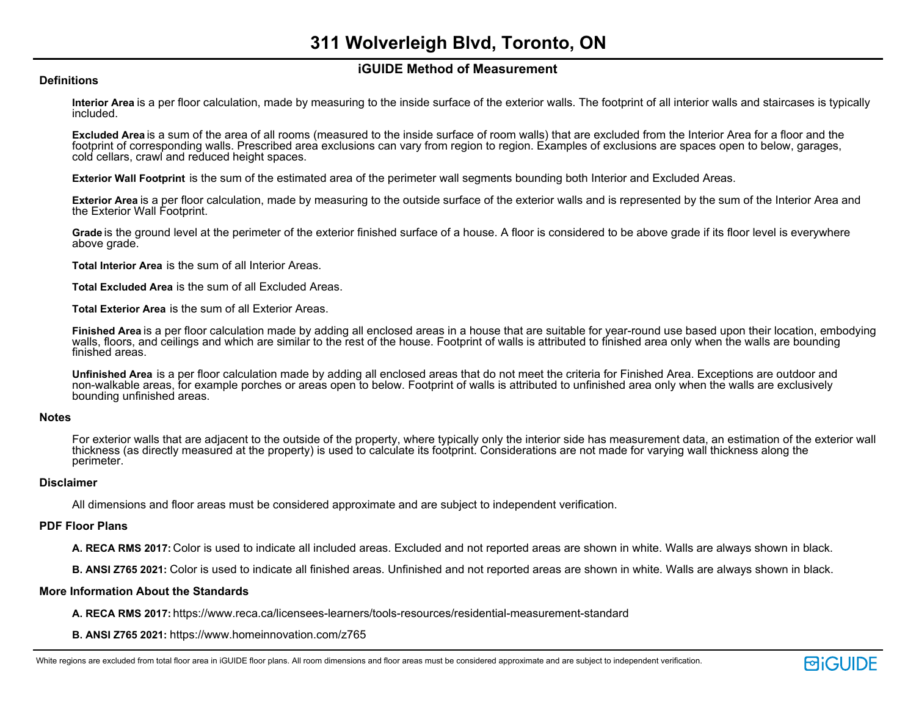# 311 Wolverleigh Blvd, Toronto, ON

## iGUIDE Method of Measurement

### Definitions

**Interior Area** is a per floor calculation, made by measuring to the inside surface of the exterior walls. The footprint of all interior walls and staircases is typically included.

**Excluded Area** is a sum of the area of all rooms (measured to the inside surface of room walls) that are excluded from the Interior Area for a floor and the footprint of corresponding walls. Prescribed area exclusions can vary from region to region. Examples of exclusions are spaces open to below, garages, cold cellars, crawl and reduced height spaces.

**Exterior Wall Footprint** is the sum of the estimated area of the perimeter wall segments bounding both Interior and Excluded Areas.

**Exterior Area** is a per floor calculation, made by measuring to the outside surface of the exterior walls and is represented by the sum of the Interior Area and the Exterior Wall Footprint.

**Grade** is the ground level at the perimeter of the exterior finished surface of a house. A floor is considered to be above grade if its floor level is everywhere above grade.

**Total Interior Area** is the sum of all Interior Areas.

**Total Excluded Area** is the sum of all Excluded Areas.

**Total Exterior Area** is the sum of all Exterior Areas.

**Finished Area** is a per floor calculation made by adding all enclosed areas in a house that are suitable for year-round use based upon their location, embodying walls, floors, and ceilings and which are similar to the rest of the house. Footprint of walls is attributed to finished area only when the walls are bounding finished areas.

**Unfinished Area** is a per floor calculation made by adding all enclosed areas that do not meet the criteria for Finished Area. Exceptions are outdoor and non-walkable areas, for example porches or areas open to below. Footprint of walls is attributed to unfinished area only when the walls are exclusively bounding unfinished areas.

### Notes

For exterior walls that are adjacent to the outside of the property, where typically only the interior side has measurement data, an estimation of the exterior wall thickness (as directly measured at the property) is used to calculate its footprint. Considerations are not made for varying wall thickness along the perimeter.

### Disclaimer

All dimensions and floor areas must be considered approximate and are subject to independent verification.

### PDF Floor Plans

**A. RECA RMS 2017:** Color is used to indicate all included areas. Excluded and not reported areas are shown in white. Walls are always shown in black.

**B. ANSI Z765 2021:** Color is used to indicate all finished areas. Unfinished and not reported areas are shown in white. Walls are always shown in black.

### More Information About the Standards

**A. RECA RMS 2017:** https://www.reca.ca/licensees-learners/tools-resources/residential-measurement-standard

**B. ANSI Z765 2021:** https://www.homeinnovation.com/z765